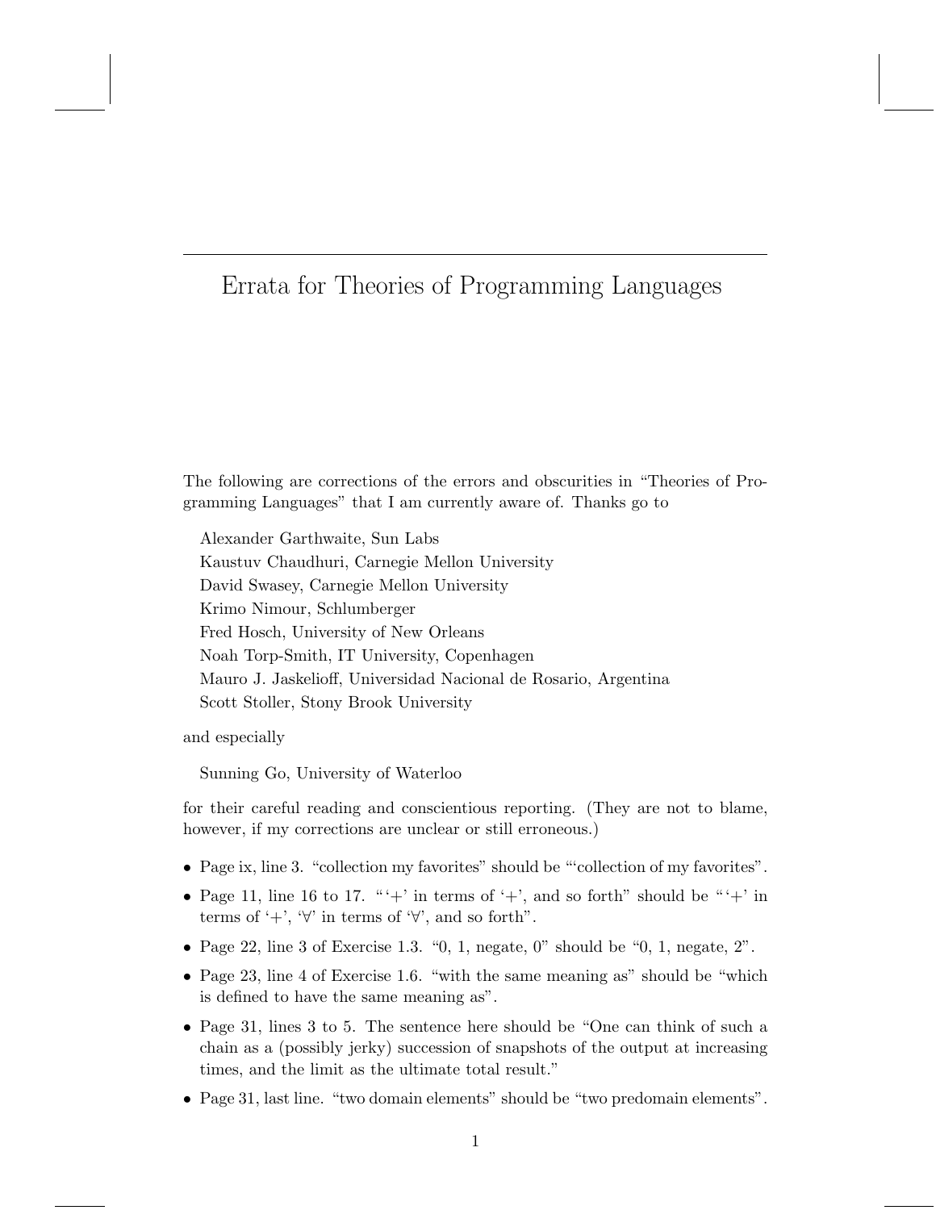# Errata for Theories of Programming Languages

The following are corrections of the errors and obscurities in "Theories of Programming Languages" that I am currently aware of. Thanks go to

Alexander Garthwaite, Sun Labs
Kaustuv Chaudhuri, Carnegie Mellon University
David Swasey, Carnegie Mellon University
Krimo Nimour, Schlumberger
Fred Hosch, University of New Orleans
Noah Torp-Smith, IT University, Copenhagen
Mauro J. Jaskelioff, Universidad Nacional de Rosario, Argentina
Scott Stoller, Stony Brook University

and especially

Sunning Go, University of Waterloo

for their careful reading and conscientious reporting. (They are not to blame, however, if my corrections are unclear or still erroneous.)

- Page ix, line 3. "collection my favorites" should be "'collection of my favorites".
- Page 11, line 16 to 17. " '+' in terms of '+', and so forth" should be " '+' in terms of '+', '∀' in terms of '∀', and so forth".
- Page 22, line 3 of Exercise 1.3. "0, 1, negate, 0" should be "0, 1, negate, 2".
- Page 23, line 4 of Exercise 1.6. "with the same meaning as" should be "which is defined to have the same meaning as".
- Page 31, lines 3 to 5. The sentence here should be "One can think of such a chain as a (possibly jerky) succession of snapshots of the output at increasing times, and the limit as the ultimate total result."
- Page 31, last line. "two domain elements" should be "two predomain elements".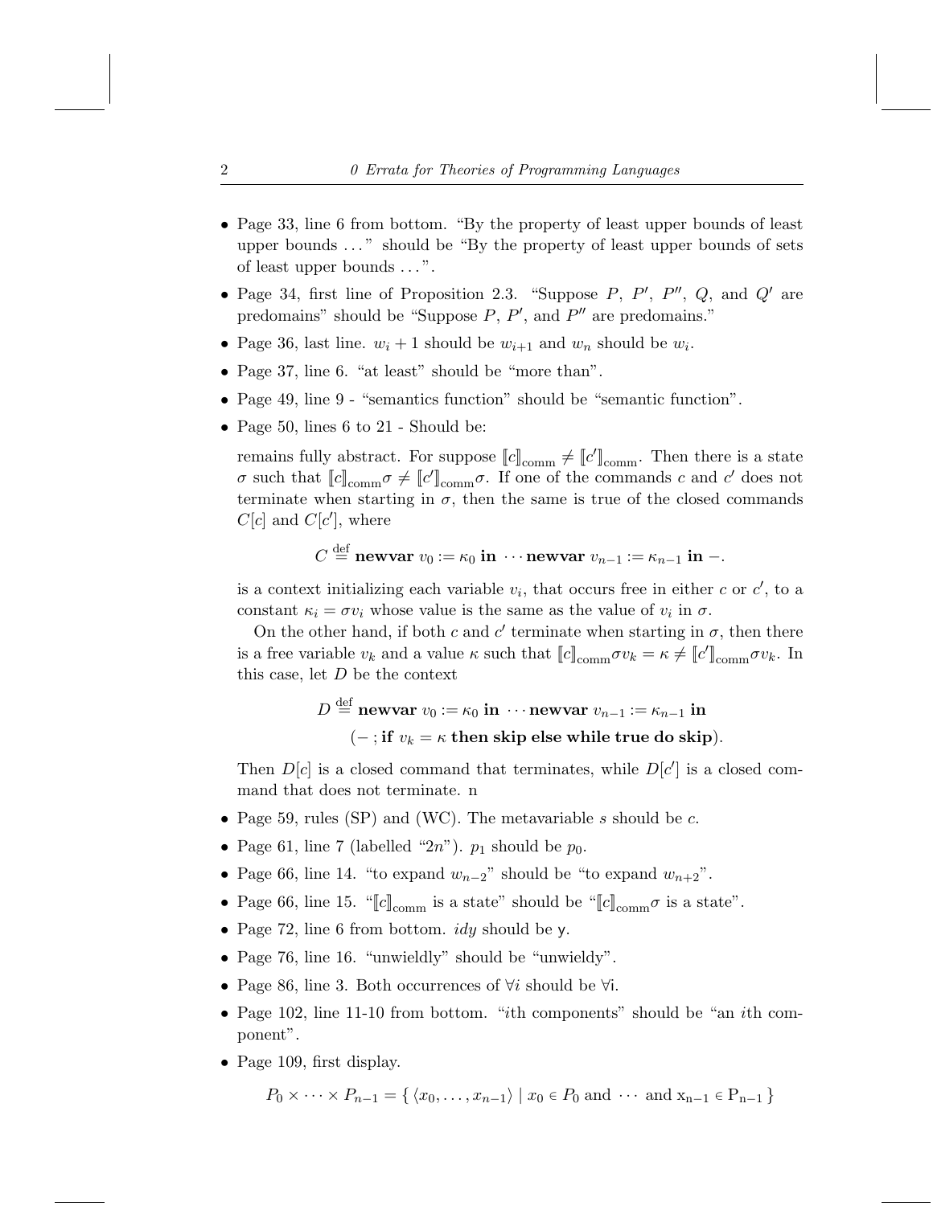- Page 33, line 6 from bottom. "By the property of least upper bounds of least upper bounds ..." should be "By the property of least upper bounds of sets of least upper bounds ...".
- Page 34, first line of Proposition 2.3. "Suppose $P$, $P'$, $P''$, $Q$, and $Q'$ are predomains" should be "Suppose $P$, $P'$, and $P''$ are predomains."
- Page 36, last line. $w_i + 1$ should be $w_{i+1}$ and $w_n$ should be $w_i$.
- Page 37, line 6. "at least" should be "more than".
- Page 49, line 9 - "semantics function" should be "semantic function".
- Page 50, lines 6 to 21 - Should be:

  remains fully abstract. For suppose $[\![c]\!]_{\text{comm}} \neq [\![c']\!]_{\text{comm}}$. Then there is a state $\sigma$ such that $[\![c]\!]_{\text{comm}}\sigma \neq [\![c']\!]_{\text{comm}}\sigma$. If one of the commands $c$ and $c'$ does not terminate when starting in $\sigma$, then the same is true of the closed commands $C[c]$ and $C[c']$, where

  $$C \stackrel{\text{def}}{=} \textbf{newvar } v_0 := \kappa_0 \textbf{ in } \cdots \textbf{newvar } v_{n-1} := \kappa_{n-1} \textbf{ in } -.$$

  is a context initializing each variable $v_i$, that occurs free in either $c$ or $c'$, to a constant $\kappa_i = \sigma v_i$ whose value is the same as the value of $v_i$ in $\sigma$.

  On the other hand, if both $c$ and $c'$ terminate when starting in $\sigma$, then there is a free variable $v_k$ and a value $\kappa$ such that $[\![c]\!]_{\text{comm}}\sigma v_k = \kappa \neq [\![c']\!]_{\text{comm}}\sigma v_k$. In this case, let $D$ be the context

  $$D \stackrel{\text{def}}{=} \textbf{newvar } v_0 := \kappa_0 \textbf{ in } \cdots \textbf{newvar } v_{n-1} := \kappa_{n-1} \textbf{ in}$$
  $$(- \,; \textbf{if } v_k = \kappa \textbf{ then skip else while true do skip}).$$

  Then $D[c]$ is a closed command that terminates, while $D[c']$ is a closed command that does not terminate. n

- Page 59, rules (SP) and (WC). The metavariable $s$ should be $c$.
- Page 61, line 7 (labelled "$2n$"). $p_1$ should be $p_0$.
- Page 66, line 14. "to expand $w_{n-2}$" should be "to expand $w_{n+2}$".
- Page 66, line 15. "$[\![c]\!]_{\text{comm}}$ is a state" should be "$[\![c]\!]_{\text{comm}}\sigma$ is a state".
- Page 72, line 6 from bottom. *idy* should be $\mathsf{y}$.
- Page 76, line 16. "unwieldly" should be "unwieldy".
- Page 86, line 3. Both occurrences of $\forall i$ should be $\forall \mathsf{i}$.
- Page 102, line 11-10 from bottom. "$i$th components" should be "an $i$th component".
- Page 109, first display.

  $$P_0 \times \cdots \times P_{n-1} = \{\, \langle x_0, \ldots, x_{n-1} \rangle \mid x_0 \in P_0 \text{ and } \cdots \text{ and } \mathrm{x_{n-1} \in P_{n-1}} \,\}$$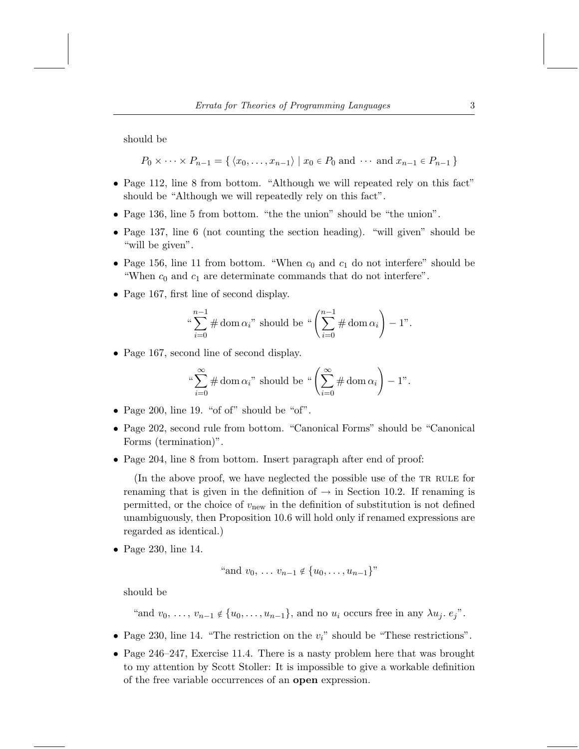should be

$$P_0 \times \cdots \times P_{n-1} = \{ \langle x_0, \ldots, x_{n-1} \rangle \mid x_0 \in P_0 \text{ and } \cdots \text{ and } x_{n-1} \in P_{n-1} \}$$

- Page 112, line 8 from bottom. "Although we will repeated rely on this fact" should be "Although we will repeatedly rely on this fact".
- Page 136, line 5 from bottom. "the the union" should be "the union".
- Page 137, line 6 (not counting the section heading). "will given" should be "will be given".
- Page 156, line 11 from bottom. "When $c_0$ and $c_1$ do not interfere" should be "When $c_0$ and $c_1$ are determinate commands that do not interfere".
- Page 167, first line of second display.

$$\text{“}\sum_{i=0}^{n-1} \# \operatorname{dom} \alpha_i\text{” should be “}\left(\sum_{i=0}^{n-1} \# \operatorname{dom} \alpha_i\right) - 1\text{”.}$$

- Page 167, second line of second display.

$$\text{“}\sum_{i=0}^{\infty} \# \operatorname{dom} \alpha_i\text{” should be “}\left(\sum_{i=0}^{\infty} \# \operatorname{dom} \alpha_i\right) - 1\text{”.}$$

- Page 200, line 19. "of of" should be "of".
- Page 202, second rule from bottom. "Canonical Forms" should be "Canonical Forms (termination)".
- Page 204, line 8 from bottom. Insert paragraph after end of proof:

  (In the above proof, we have neglected the possible use of the TR RULE for renaming that is given in the definition of $\rightarrow$ in Section 10.2. If renaming is permitted, or the choice of $v_{\text{new}}$ in the definition of substitution is not defined unambiguously, then Proposition 10.6 will hold only if renamed expressions are regarded as identical.)

- Page 230, line 14.

  "and $v_0, \ldots v_{n-1} \notin \{u_0, \ldots, u_{n-1}\}$"

  should be

  "and $v_0, \ldots, v_{n-1} \notin \{u_0, \ldots, u_{n-1}\}$, and no $u_i$ occurs free in any $\lambda u_j.\ e_j$".

- Page 230, line 14. "The restriction on the $v_i$" should be "These restrictions".
- Page 246–247, Exercise 11.4. There is a nasty problem here that was brought to my attention by Scott Stoller: It is impossible to give a workable definition of the free variable occurrences of an **open** expression.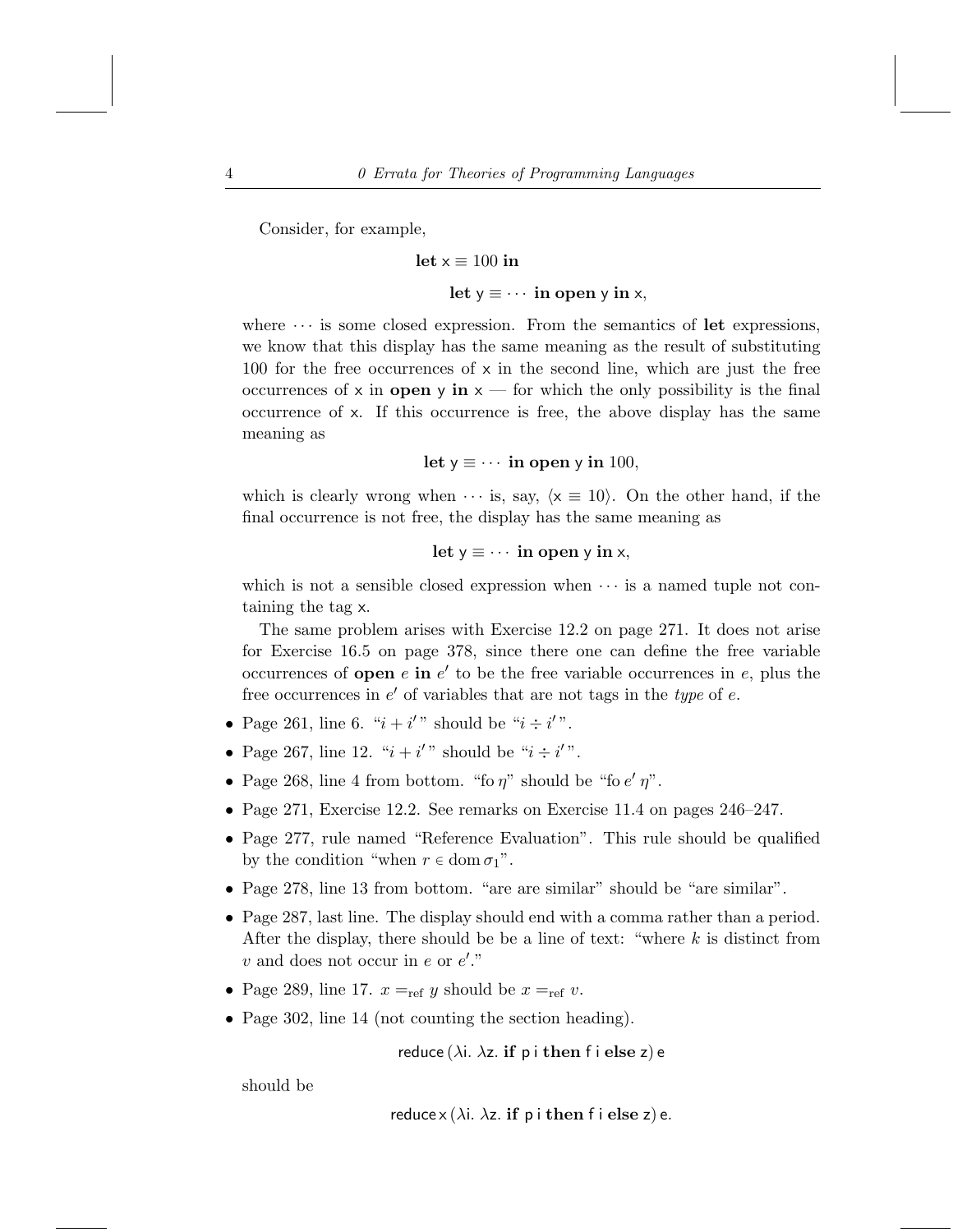Consider, for example,

$$\textbf{let}\ \mathsf{x} \equiv 100\ \textbf{in}$$

$$\textbf{let}\ \mathsf{y} \equiv \cdots\ \textbf{in open}\ \mathsf{y}\ \textbf{in}\ \mathsf{x},$$

where $\cdots$ is some closed expression. From the semantics of **let** expressions, we know that this display has the same meaning as the result of substituting 100 for the free occurrences of x in the second line, which are just the free occurrences of x in **open** y **in** x — for which the only possibility is the final occurrence of x. If this occurrence is free, the above display has the same meaning as

$$\textbf{let}\ \mathsf{y} \equiv \cdots\ \textbf{in open}\ \mathsf{y}\ \textbf{in}\ 100,$$

which is clearly wrong when $\cdots$ is, say, $\langle \mathsf{x} \equiv 10\rangle$. On the other hand, if the final occurrence is not free, the display has the same meaning as

$$\textbf{let}\ \mathsf{y} \equiv \cdots\ \textbf{in open}\ \mathsf{y}\ \textbf{in}\ \mathsf{x},$$

which is not a sensible closed expression when $\cdots$ is a named tuple not containing the tag x.

The same problem arises with Exercise 12.2 on page 271. It does not arise for Exercise 16.5 on page 378, since there one can define the free variable occurrences of **open** $e$ **in** $e'$ to be the free variable occurrences in $e$, plus the free occurrences in $e'$ of variables that are not tags in the *type* of $e$.

- Page 261, line 6. "$i + i'$" should be "$i \div i'$".
- Page 267, line 12. "$i + i'$" should be "$i \div i'$".
- Page 268, line 4 from bottom. "fo $\eta$" should be "fo $e'\ \eta$".
- Page 271, Exercise 12.2. See remarks on Exercise 11.4 on pages 246–247.
- Page 277, rule named "Reference Evaluation". This rule should be qualified by the condition "when $r \in \operatorname{dom} \sigma_1$".
- Page 278, line 13 from bottom. "are are similar" should be "are similar".
- Page 287, last line. The display should end with a comma rather than a period. After the display, there should be be a line of text: "where $k$ is distinct from $v$ and does not occur in $e$ or $e'$."
- Page 289, line 17. $x =_{\text{ref}} y$ should be $x =_{\text{ref}} v$.
- Page 302, line 14 (not counting the section heading).

  $$\mathsf{reduce}\,(\lambda \mathsf{i}.\ \lambda \mathsf{z}.\ \textbf{if}\ \mathsf{p\ i}\ \textbf{then}\ \mathsf{f\ i}\ \textbf{else}\ \mathsf{z})\ \mathsf{e}$$

  should be

  $$\mathsf{reduce\,x}\,(\lambda \mathsf{i}.\ \lambda \mathsf{z}.\ \textbf{if}\ \mathsf{p\ i}\ \textbf{then}\ \mathsf{f\ i}\ \textbf{else}\ \mathsf{z})\ \mathsf{e}.$$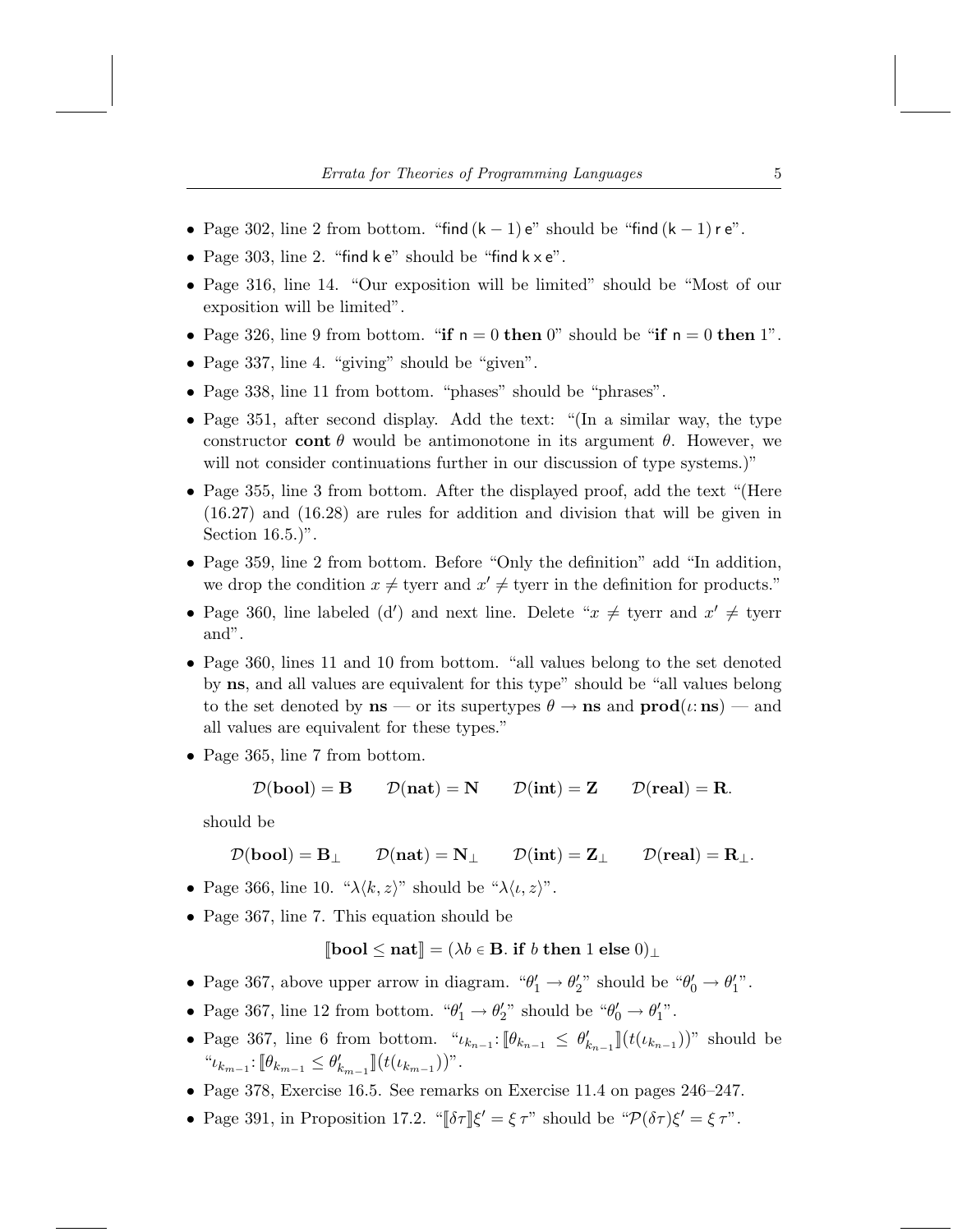- Page 302, line 2 from bottom. "$\mathsf{find}\,(\mathsf{k}-1)\,\mathsf{e}$" should be "$\mathsf{find}\,(\mathsf{k}-1)\,\mathsf{r}\,\mathsf{e}$".
- Page 303, line 2. "$\mathsf{find\ k\ e}$" should be "$\mathsf{find\ k\ x\ e}$".
- Page 316, line 14. "Our exposition will be limited" should be "Most of our exposition will be limited".
- Page 326, line 9 from bottom. "**if** $\mathsf{n} = 0$ **then** 0" should be "**if** $\mathsf{n} = 0$ **then** 1".
- Page 337, line 4. "giving" should be "given".
- Page 338, line 11 from bottom. "phases" should be "phrases".
- Page 351, after second display. Add the text: "(In a similar way, the type constructor **cont** $\theta$ would be antimonotone in its argument $\theta$. However, we will not consider continuations further in our discussion of type systems.)"
- Page 355, line 3 from bottom. After the displayed proof, add the text "(Here (16.27) and (16.28) are rules for addition and division that will be given in Section 16.5.)".
- Page 359, line 2 from bottom. Before "Only the definition" add "In addition, we drop the condition $x \neq \text{tyerr}$ and $x' \neq \text{tyerr}$ in the definition for products."
- Page 360, line labeled (d′) and next line. Delete "$x \neq \text{tyerr}$ and $x' \neq \text{tyerr}$ and".
- Page 360, lines 11 and 10 from bottom. "all values belong to the set denoted by **ns**, and all values are equivalent for this type" should be "all values belong to the set denoted by **ns** — or its supertypes $\theta \rightarrow \mathbf{ns}$ and $\mathbf{prod}(\iota\colon \mathbf{ns})$ — and all values are equivalent for these types."
- Page 365, line 7 from bottom.

  $$\mathcal{D}(\mathbf{bool}) = \mathbf{B} \qquad \mathcal{D}(\mathbf{nat}) = \mathbf{N} \qquad \mathcal{D}(\mathbf{int}) = \mathbf{Z} \qquad \mathcal{D}(\mathbf{real}) = \mathbf{R}.$$

  should be

  $$\mathcal{D}(\mathbf{bool}) = \mathbf{B}_\perp \qquad \mathcal{D}(\mathbf{nat}) = \mathbf{N}_\perp \qquad \mathcal{D}(\mathbf{int}) = \mathbf{Z}_\perp \qquad \mathcal{D}(\mathbf{real}) = \mathbf{R}_\perp.$$

- Page 366, line 10. "$\lambda\langle k, z\rangle$" should be "$\lambda\langle \iota, z\rangle$".
- Page 367, line 7. This equation should be

  $$[\![\mathbf{bool} \leq \mathbf{nat}]\!] = (\lambda b \in \mathbf{B}.\ \mathbf{if}\ b\ \mathbf{then}\ 1\ \mathbf{else}\ 0)_\perp$$

- Page 367, above upper arrow in diagram. "$\theta'_1 \rightarrow \theta'_2$" should be "$\theta'_0 \rightarrow \theta'_1$".
- Page 367, line 12 from bottom. "$\theta'_1 \rightarrow \theta'_2$" should be "$\theta'_0 \rightarrow \theta'_1$".
- Page 367, line 6 from bottom. "$\iota_{k_{n-1}}\colon [\![\theta_{k_{n-1}} \leq \theta'_{k_{n-1}}]\!](t(\iota_{k_{n-1}}))$" should be "$\iota_{k_{m-1}}\colon [\![\theta_{k_{m-1}} \leq \theta'_{k_{m-1}}]\!](t(\iota_{k_{m-1}}))$".
- Page 378, Exercise 16.5. See remarks on Exercise 11.4 on pages 246–247.
- Page 391, in Proposition 17.2. "$[\![\delta\tau]\!]\xi' = \xi\,\tau$" should be "$\mathcal{P}(\delta\tau)\xi' = \xi\,\tau$".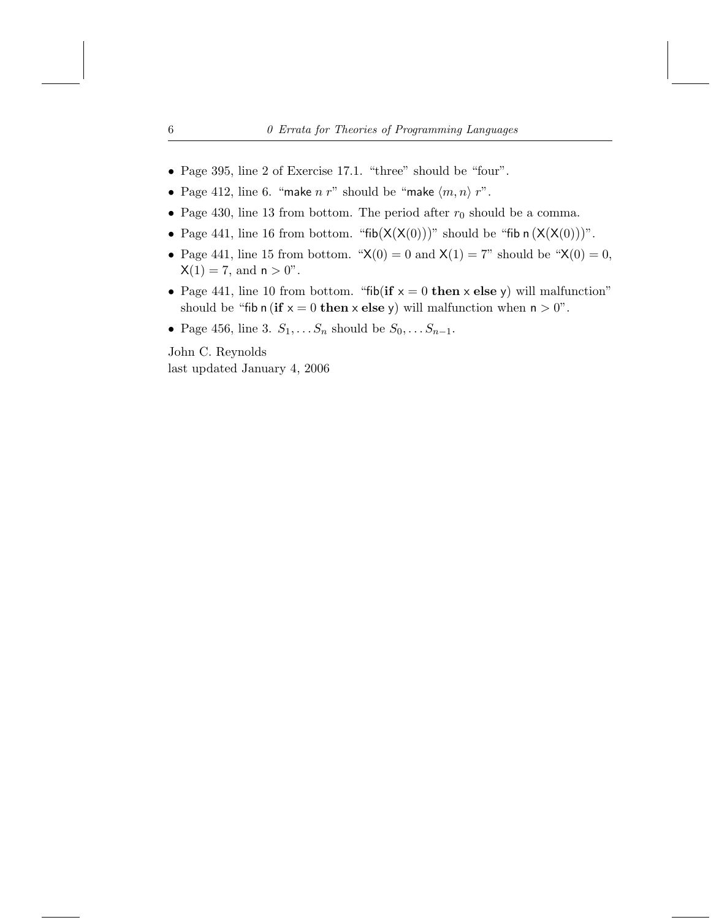- Page 395, line 2 of Exercise 17.1. "three" should be "four".
- Page 412, line 6. "make $n\ r$" should be "make $\langle m, n\rangle\ r$".
- Page 430, line 13 from bottom. The period after $r_0$ should be a comma.
- Page 441, line 16 from bottom. "fib$(\mathsf{X}(\mathsf{X}(0)))$" should be "fib n $(\mathsf{X}(\mathsf{X}(0)))$".
- Page 441, line 15 from bottom. "$\mathsf{X}(0) = 0$ and $\mathsf{X}(1) = 7$" should be "$\mathsf{X}(0) = 0$, $\mathsf{X}(1) = 7$, and $\mathsf{n} > 0$".
- Page 441, line 10 from bottom. "fib(**if** $\mathsf{x} = 0$ **then** x **else** y) will malfunction" should be "fib n (**if** $\mathsf{x} = 0$ **then** x **else** y) will malfunction when $\mathsf{n} > 0$".
- Page 456, line 3. $S_1, \ldots S_n$ should be $S_0, \ldots S_{n-1}$.

John C. Reynolds
last updated January 4, 2006